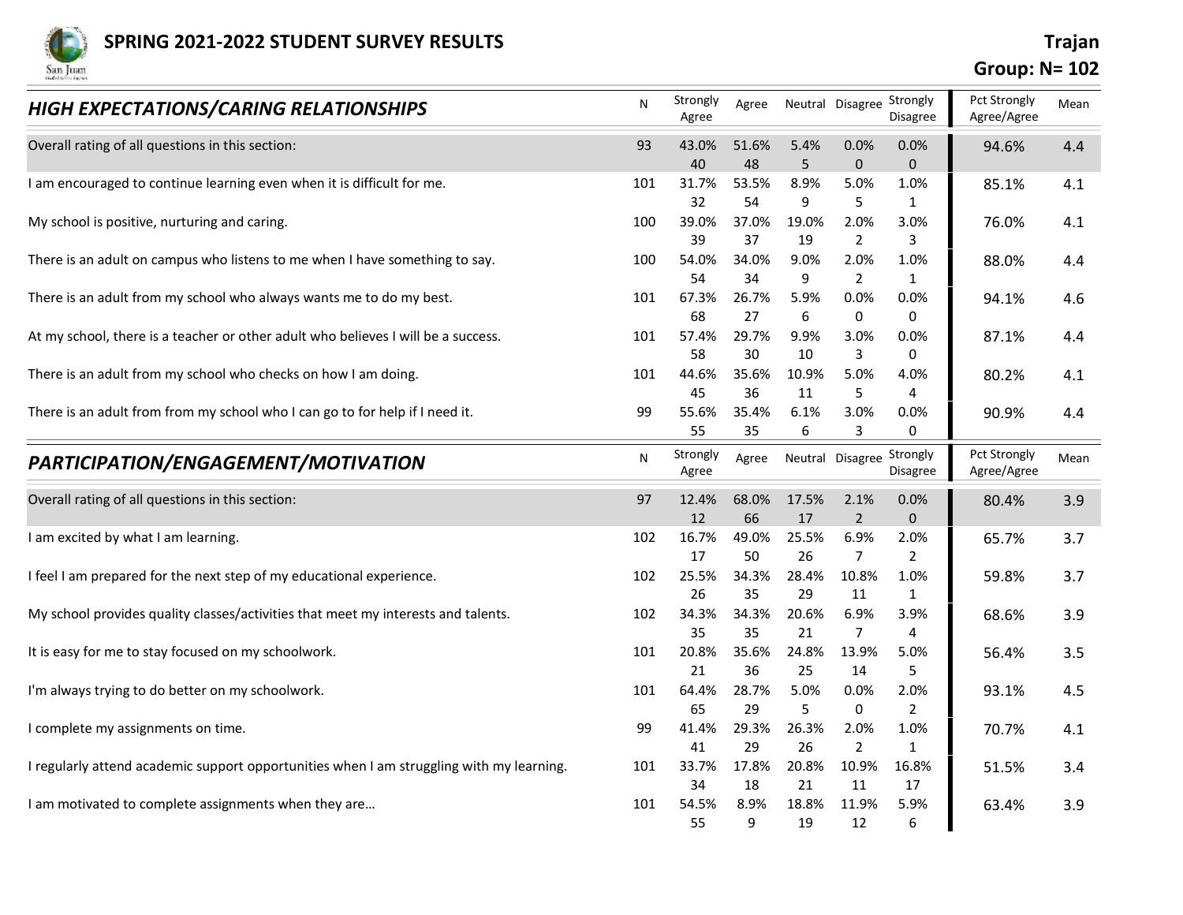# SPRING 2021-2022 STUDENT SURVEY RESULTS

**Trajan**

**Group: N= 102**

## *HIGH EXPECTATIONS/CARING RELATIONSHIPS*

| | N | Strongly Agree | Agree | Neutral | Disagree | Strongly Disagree | Pct Strongly Agree/Agree | Mean |
|---|---|---|---|---|---|---|---|---|
| Overall rating of all questions in this section: | 93 | 43.0%<br>40 | 51.6%<br>48 | 5.4%<br>5 | 0.0%<br>0 | 0.0%<br>0 | 94.6% | 4.4 |
| I am encouraged to continue learning even when it is difficult for me. | 101 | 31.7%<br>32 | 53.5%<br>54 | 8.9%<br>9 | 5.0%<br>5 | 1.0%<br>1 | 85.1% | 4.1 |
| My school is positive, nurturing and caring. | 100 | 39.0%<br>39 | 37.0%<br>37 | 19.0%<br>19 | 2.0%<br>2 | 3.0%<br>3 | 76.0% | 4.1 |
| There is an adult on campus who listens to me when I have something to say. | 100 | 54.0%<br>54 | 34.0%<br>34 | 9.0%<br>9 | 2.0%<br>2 | 1.0%<br>1 | 88.0% | 4.4 |
| There is an adult from my school who always wants me to do my best. | 101 | 67.3%<br>68 | 26.7%<br>27 | 5.9%<br>6 | 0.0%<br>0 | 0.0%<br>0 | 94.1% | 4.6 |
| At my school, there is a teacher or other adult who believes I will be a success. | 101 | 57.4%<br>58 | 29.7%<br>30 | 9.9%<br>10 | 3.0%<br>3 | 0.0%<br>0 | 87.1% | 4.4 |
| There is an adult from my school who checks on how I am doing. | 101 | 44.6%<br>45 | 35.6%<br>36 | 10.9%<br>11 | 5.0%<br>5 | 4.0%<br>4 | 80.2% | 4.1 |
| There is an adult from from my school who I can go to for help if I need it. | 99 | 55.6%<br>55 | 35.4%<br>35 | 6.1%<br>6 | 3.0%<br>3 | 0.0%<br>0 | 90.9% | 4.4 |

## *PARTICIPATION/ENGAGEMENT/MOTIVATION*

| | N | Strongly Agree | Agree | Neutral | Disagree | Strongly Disagree | Pct Strongly Agree/Agree | Mean |
|---|---|---|---|---|---|---|---|---|
| Overall rating of all questions in this section: | 97 | 12.4%<br>12 | 68.0%<br>66 | 17.5%<br>17 | 2.1%<br>2 | 0.0%<br>0 | 80.4% | 3.9 |
| I am excited by what I am learning. | 102 | 16.7%<br>17 | 49.0%<br>50 | 25.5%<br>26 | 6.9%<br>7 | 2.0%<br>2 | 65.7% | 3.7 |
| I feel I am prepared for the next step of my educational experience. | 102 | 25.5%<br>26 | 34.3%<br>35 | 28.4%<br>29 | 10.8%<br>11 | 1.0%<br>1 | 59.8% | 3.7 |
| My school provides quality classes/activities that meet my interests and talents. | 102 | 34.3%<br>35 | 34.3%<br>35 | 20.6%<br>21 | 6.9%<br>7 | 3.9%<br>4 | 68.6% | 3.9 |
| It is easy for me to stay focused on my schoolwork. | 101 | 20.8%<br>21 | 35.6%<br>36 | 24.8%<br>25 | 13.9%<br>14 | 5.0%<br>5 | 56.4% | 3.5 |
| I'm always trying to do better on my schoolwork. | 101 | 64.4%<br>65 | 28.7%<br>29 | 5.0%<br>5 | 0.0%<br>0 | 2.0%<br>2 | 93.1% | 4.5 |
| I complete my assignments on time. | 99 | 41.4%<br>41 | 29.3%<br>29 | 26.3%<br>26 | 2.0%<br>2 | 1.0%<br>1 | 70.7% | 4.1 |
| I regularly attend academic support opportunities when I am struggling with my learning. | 101 | 33.7%<br>34 | 17.8%<br>18 | 20.8%<br>21 | 10.9%<br>11 | 16.8%<br>17 | 51.5% | 3.4 |
| I am motivated to complete assignments when they are… | 101 | 54.5%<br>55 | 8.9%<br>9 | 18.8%<br>19 | 11.9%<br>12 | 5.9%<br>6 | 63.4% | 3.9 |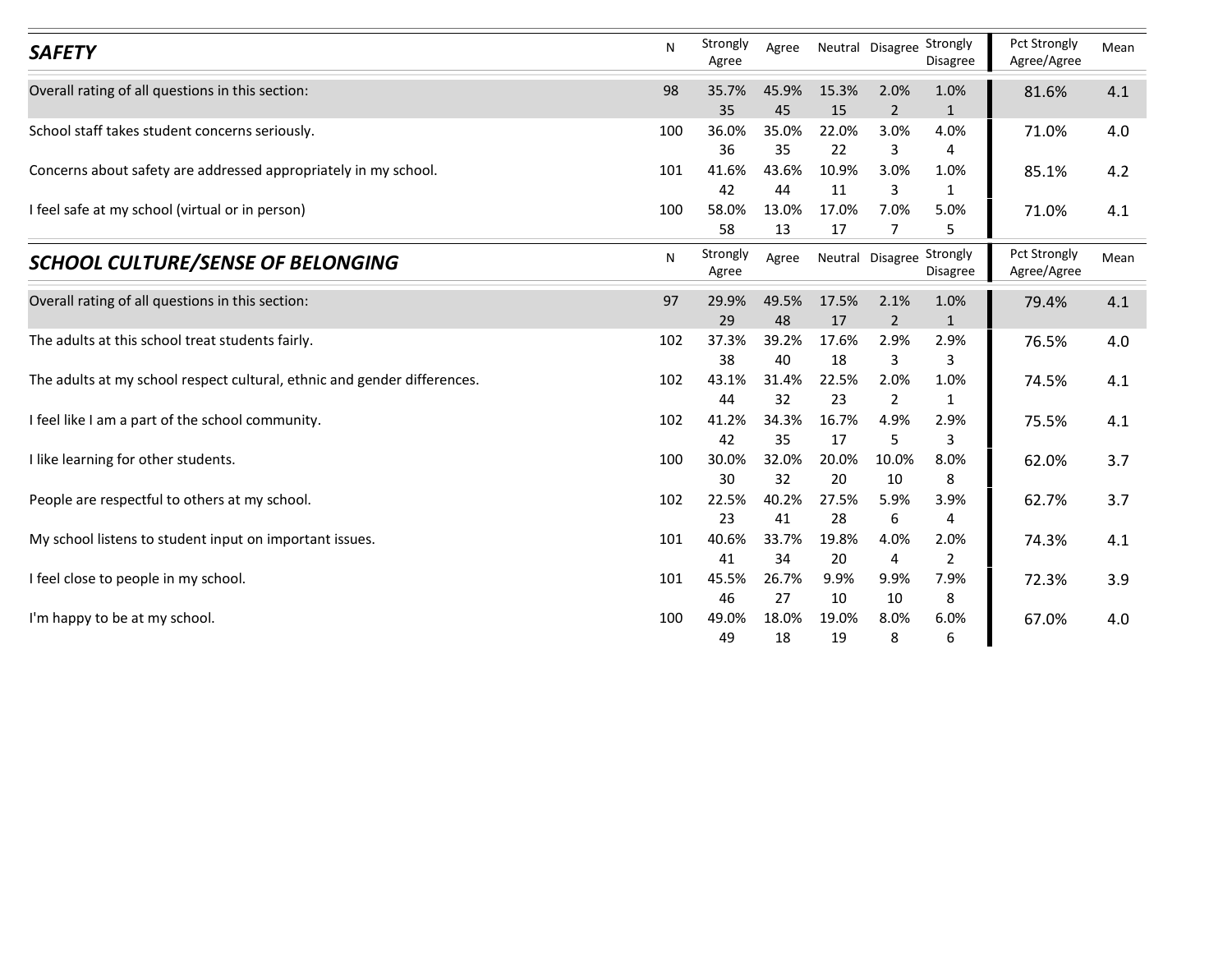| *SAFETY* | N | Strongly Agree | Agree | Neutral | Disagree | Strongly Disagree | Pct Strongly Agree/Agree | Mean |
|---|---|---|---|---|---|---|---|---|
| Overall rating of all questions in this section: | 98 | 35.7%<br>35 | 45.9%<br>45 | 15.3%<br>15 | 2.0%<br>2 | 1.0%<br>1 | 81.6% | 4.1 |
| School staff takes student concerns seriously. | 100 | 36.0%<br>36 | 35.0%<br>35 | 22.0%<br>22 | 3.0%<br>3 | 4.0%<br>4 | 71.0% | 4.0 |
| Concerns about safety are addressed appropriately in my school. | 101 | 41.6%<br>42 | 43.6%<br>44 | 10.9%<br>11 | 3.0%<br>3 | 1.0%<br>1 | 85.1% | 4.2 |
| I feel safe at my school (virtual or in person) | 100 | 58.0%<br>58 | 13.0%<br>13 | 17.0%<br>17 | 7.0%<br>7 | 5.0%<br>5 | 71.0% | 4.1 |

| *SCHOOL CULTURE/SENSE OF BELONGING* | N | Strongly Agree | Agree | Neutral | Disagree | Strongly Disagree | Pct Strongly Agree/Agree | Mean |
|---|---|---|---|---|---|---|---|---|
| Overall rating of all questions in this section: | 97 | 29.9%<br>29 | 49.5%<br>48 | 17.5%<br>17 | 2.1%<br>2 | 1.0%<br>1 | 79.4% | 4.1 |
| The adults at this school treat students fairly. | 102 | 37.3%<br>38 | 39.2%<br>40 | 17.6%<br>18 | 2.9%<br>3 | 2.9%<br>3 | 76.5% | 4.0 |
| The adults at my school respect cultural, ethnic and gender differences. | 102 | 43.1%<br>44 | 31.4%<br>32 | 22.5%<br>23 | 2.0%<br>2 | 1.0%<br>1 | 74.5% | 4.1 |
| I feel like I am a part of the school community. | 102 | 41.2%<br>42 | 34.3%<br>35 | 16.7%<br>17 | 4.9%<br>5 | 2.9%<br>3 | 75.5% | 4.1 |
| I like learning for other students. | 100 | 30.0%<br>30 | 32.0%<br>32 | 20.0%<br>20 | 10.0%<br>10 | 8.0%<br>8 | 62.0% | 3.7 |
| People are respectful to others at my school. | 102 | 22.5%<br>23 | 40.2%<br>41 | 27.5%<br>28 | 5.9%<br>6 | 3.9%<br>4 | 62.7% | 3.7 |
| My school listens to student input on important issues. | 101 | 40.6%<br>41 | 33.7%<br>34 | 19.8%<br>20 | 4.0%<br>4 | 2.0%<br>2 | 74.3% | 4.1 |
| I feel close to people in my school. | 101 | 45.5%<br>46 | 26.7%<br>27 | 9.9%<br>10 | 9.9%<br>10 | 7.9%<br>8 | 72.3% | 3.9 |
| I'm happy to be at my school. | 100 | 49.0%<br>49 | 18.0%<br>18 | 19.0%<br>19 | 8.0%<br>8 | 6.0%<br>6 | 67.0% | 4.0 |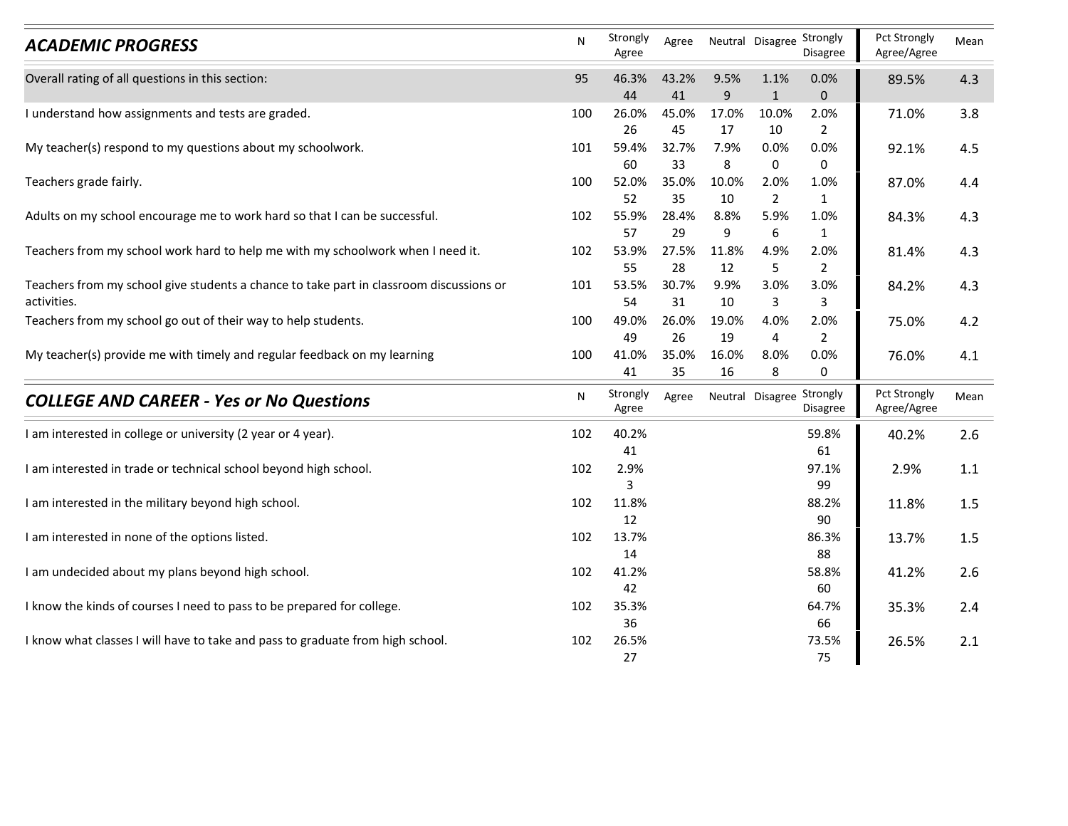| ***ACADEMIC PROGRESS*** | N | Strongly Agree | Agree | Neutral | Disagree | Strongly Disagree | Pct Strongly Agree/Agree | Mean |
|---|---|---|---|---|---|---|---|---|
| Overall rating of all questions in this section: | 95 | 46.3%<br>44 | 43.2%<br>41 | 9.5%<br>9 | 1.1%<br>1 | 0.0%<br>0 | 89.5% | 4.3 |
| I understand how assignments and tests are graded. | 100 | 26.0%<br>26 | 45.0%<br>45 | 17.0%<br>17 | 10.0%<br>10 | 2.0%<br>2 | 71.0% | 3.8 |
| My teacher(s) respond to my questions about my schoolwork. | 101 | 59.4%<br>60 | 32.7%<br>33 | 7.9%<br>8 | 0.0%<br>0 | 0.0%<br>0 | 92.1% | 4.5 |
| Teachers grade fairly. | 100 | 52.0%<br>52 | 35.0%<br>35 | 10.0%<br>10 | 2.0%<br>2 | 1.0%<br>1 | 87.0% | 4.4 |
| Adults on my school encourage me to work hard so that I can be successful. | 102 | 55.9%<br>57 | 28.4%<br>29 | 8.8%<br>9 | 5.9%<br>6 | 1.0%<br>1 | 84.3% | 4.3 |
| Teachers from my school work hard to help me with my schoolwork when I need it. | 102 | 53.9%<br>55 | 27.5%<br>28 | 11.8%<br>12 | 4.9%<br>5 | 2.0%<br>2 | 81.4% | 4.3 |
| Teachers from my school give students a chance to take part in classroom discussions or activities. | 101 | 53.5%<br>54 | 30.7%<br>31 | 9.9%<br>10 | 3.0%<br>3 | 3.0%<br>3 | 84.2% | 4.3 |
| Teachers from my school go out of their way to help students. | 100 | 49.0%<br>49 | 26.0%<br>26 | 19.0%<br>19 | 4.0%<br>4 | 2.0%<br>2 | 75.0% | 4.2 |
| My teacher(s) provide me with timely and regular feedback on my learning | 100 | 41.0%<br>41 | 35.0%<br>35 | 16.0%<br>16 | 8.0%<br>8 | 0.0%<br>0 | 76.0% | 4.1 |

| ***COLLEGE AND CAREER - Yes or No Questions*** | N | Strongly Agree | Agree | Neutral | Disagree | Strongly Disagree | Pct Strongly Agree/Agree | Mean |
|---|---|---|---|---|---|---|---|---|
| I am interested in college or university (2 year or 4 year). | 102 | 40.2%<br>41 | | | | 59.8%<br>61 | 40.2% | 2.6 |
| I am interested in trade or technical school beyond high school. | 102 | 2.9%<br>3 | | | | 97.1%<br>99 | 2.9% | 1.1 |
| I am interested in the military beyond high school. | 102 | 11.8%<br>12 | | | | 88.2%<br>90 | 11.8% | 1.5 |
| I am interested in none of the options listed. | 102 | 13.7%<br>14 | | | | 86.3%<br>88 | 13.7% | 1.5 |
| I am undecided about my plans beyond high school. | 102 | 41.2%<br>42 | | | | 58.8%<br>60 | 41.2% | 2.6 |
| I know the kinds of courses I need to pass to be prepared for college. | 102 | 35.3%<br>36 | | | | 64.7%<br>66 | 35.3% | 2.4 |
| I know what classes I will have to take and pass to graduate from high school. | 102 | 26.5%<br>27 | | | | 73.5%<br>75 | 26.5% | 2.1 |